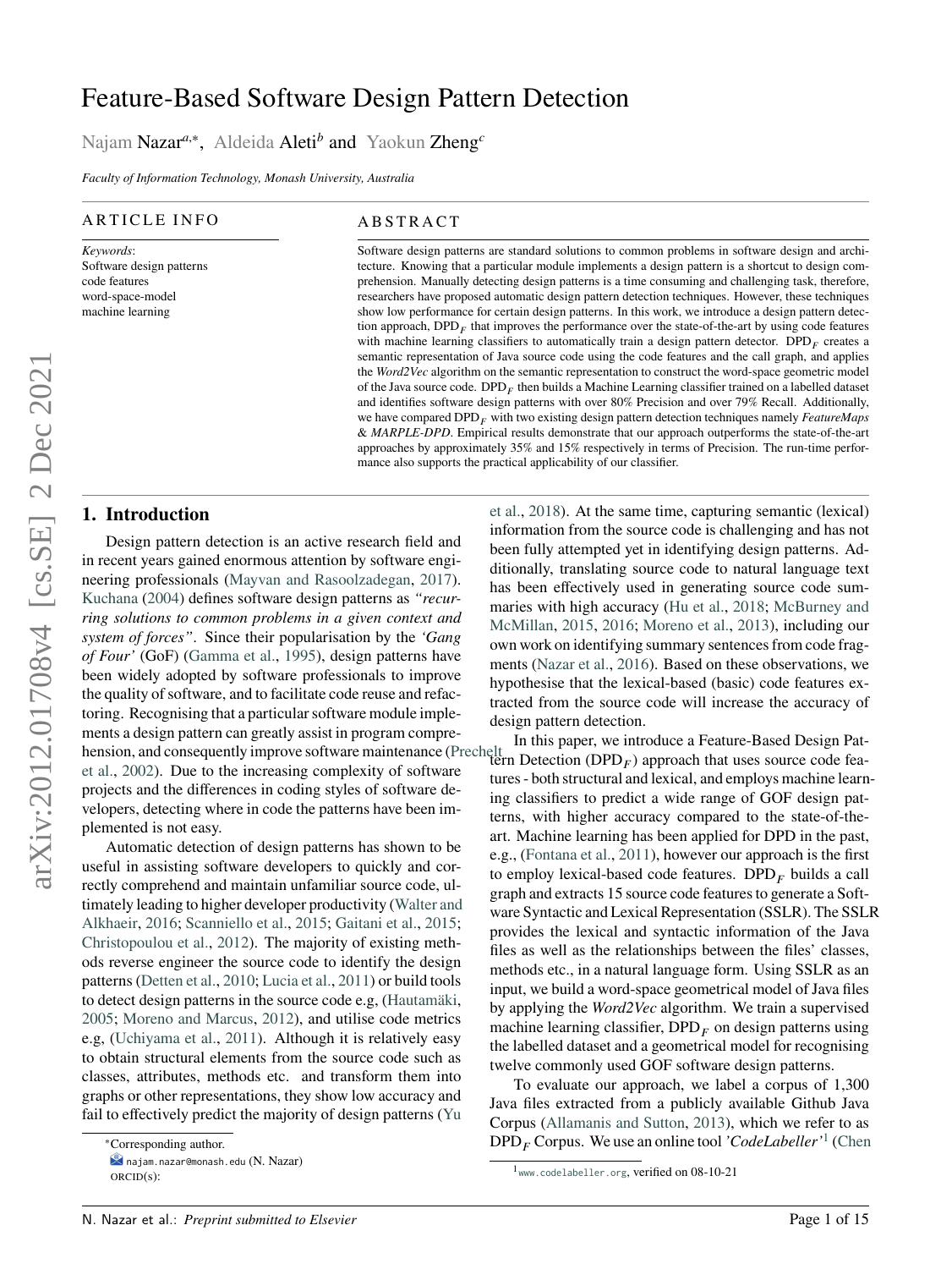# Feature-Based Software Design Pattern Detection

Najam Nazar[a,*], Aldeida Aleti[b] and Yaokun Zheng[c]

*Faculty of Information Technology, Monash University, Australia*

## ARTICLE INFO

*Keywords*:
Software design patterns
code features
word-space-model
machine learning

## ABSTRACT

Software design patterns are standard solutions to common problems in software design and architecture. Knowing that a particular module implements a design pattern is a shortcut to design comprehension. Manually detecting design patterns is a time consuming and challenging task, therefore, researchers have proposed automatic design pattern detection techniques. However, these techniques show low performance for certain design patterns. In this work, we introduce a design pattern detection approach, $\text{DPD}_F$ that improves the performance over the state-of-the-art by using code features with machine learning classifiers to automatically train a design pattern detector. $\text{DPD}_F$ creates a semantic representation of Java source code using the code features and the call graph, and applies the *Word2Vec* algorithm on the semantic representation to construct the word-space geometric model of the Java source code. $\text{DPD}_F$ then builds a Machine Learning classifier trained on a labelled dataset and identifies software design patterns with over 80% Precision and over 79% Recall. Additionally, we have compared $\text{DPD}_F$ with two existing design pattern detection techniques namely *FeatureMaps* & *MARPLE-DPD*. Empirical results demonstrate that our approach outperforms the state-of-the-art approaches by approximately 35% and 15% respectively in terms of Precision. The run-time performance also supports the practical applicability of our classifier.

## 1. Introduction

Design pattern detection is an active research field and in recent years gained enormous attention by software engineering professionals (Mayvan and Rasoolzadegan, 2017). Kuchana (2004) defines software design patterns as *"recurring solutions to common problems in a given context and system of forces"*. Since their popularisation by the *'Gang of Four'* (GoF) (Gamma et al., 1995), design patterns have been widely adopted by software professionals to improve the quality of software, and to facilitate code reuse and refactoring. Recognising that a particular software module implements a design pattern can greatly assist in program comprehension, and consequently improve software maintenance (Prechelt et al., 2002). Due to the increasing complexity of software projects and the differences in coding styles of software developers, detecting where in code the patterns have been implemented is not easy.

Automatic detection of design patterns has shown to be useful in assisting software developers to quickly and correctly comprehend and maintain unfamiliar source code, ultimately leading to higher developer productivity (Walter and Alkhaeir, 2016; Scanniello et al., 2015; Gaitani et al., 2015; Christopoulou et al., 2012). The majority of existing methods reverse engineer the source code to identify the design patterns (Detten et al., 2010; Lucia et al., 2011) or build tools to detect design patterns in the source code e.g, (Hautamäki, 2005; Moreno and Marcus, 2012), and utilise code metrics e.g, (Uchiyama et al., 2011). Although it is relatively easy to obtain structural elements from the source code such as classes, attributes, methods etc. and transform them into graphs or other representations, they show low accuracy and fail to effectively predict the majority of design patterns (Yu et al., 2018). At the same time, capturing semantic (lexical) information from the source code is challenging and has not been fully attempted yet in identifying design patterns. Additionally, translating source code to natural language text has been effectively used in generating source code summaries with high accuracy (Hu et al., 2018; McBurney and McMillan, 2015, 2016; Moreno et al., 2013), including our own work on identifying summary sentences from code fragments (Nazar et al., 2016). Based on these observations, we hypothesise that the lexical-based (basic) code features extracted from the source code will increase the accuracy of design pattern detection.

In this paper, we introduce a Feature-Based Design Pattern Detection ($\text{DPD}_F$) approach that uses source code features - both structural and lexical, and employs machine learning classifiers to predict a wide range of GOF design patterns, with higher accuracy compared to the state-of-the-art. Machine learning has been applied for DPD in the past, e.g., (Fontana et al., 2011), however our approach is the first to employ lexical-based code features. $\text{DPD}_F$ builds a call graph and extracts 15 source code features to generate a Software Syntactic and Lexical Representation (SSLR). The SSLR provides the lexical and syntactic information of the Java files as well as the relationships between the files' classes, methods etc., in a natural language form. Using SSLR as an input, we build a word-space geometrical model of Java files by applying the *Word2Vec* algorithm. We train a supervised machine learning classifier, $\text{DPD}_F$ on design patterns using the labelled dataset and a geometrical model for recognising twelve commonly used GOF software design patterns.

To evaluate our approach, we label a corpus of 1,300 Java files extracted from a publicly available Github Java Corpus (Allamanis and Sutton, 2013), which we refer to as $\text{DPD}_F$ Corpus. We use an online tool *'CodeLabeller'*[1] (Chen

---

*Corresponding author.
najam.nazar@monash.edu (N. Nazar)
ORCID(s):

[1] www.codelabeller.org, verified on 08-10-21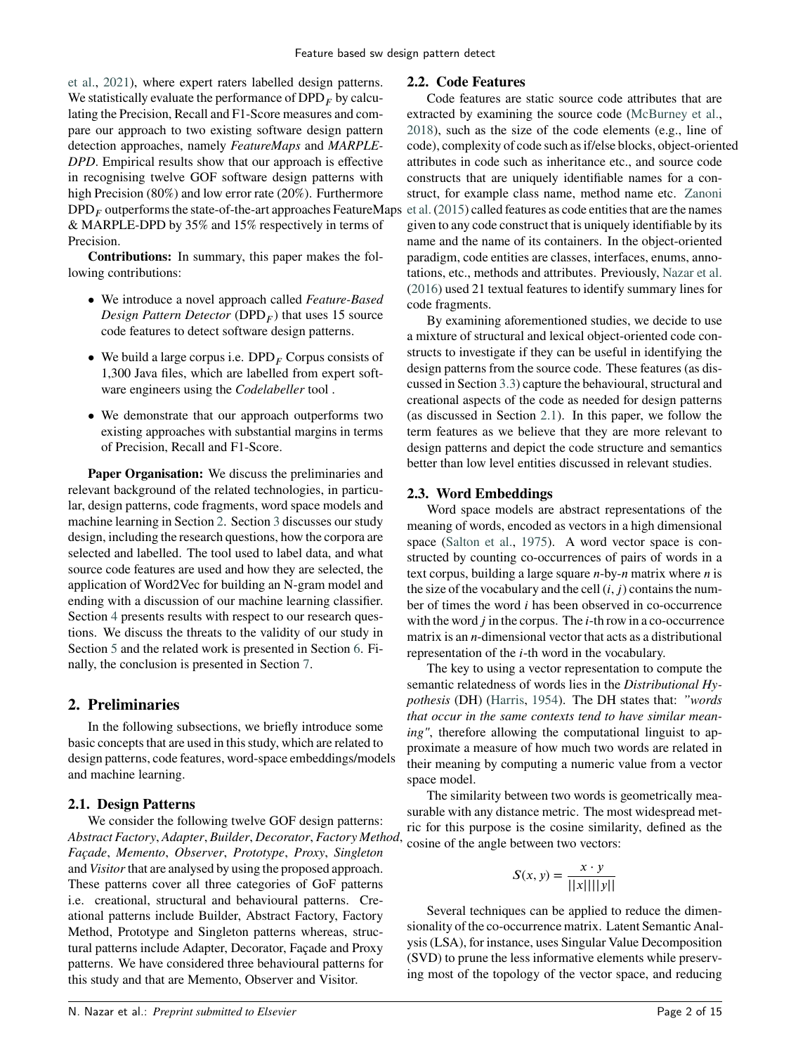et al., 2021), where expert raters labelled design patterns. We statistically evaluate the performance of $\text{DPD}_F$ by calculating the Precision, Recall and F1-Score measures and compare our approach to two existing software design pattern detection approaches, namely *FeatureMaps* and *MARPLE-DPD*. Empirical results show that our approach is effective in recognising twelve GOF software design patterns with high Precision (80%) and low error rate (20%). Furthermore $\text{DPD}_F$ outperforms the state-of-the-art approaches FeatureMaps & MARPLE-DPD by 35% and 15% respectively in terms of Precision.

**Contributions:** In summary, this paper makes the following contributions:

- We introduce a novel approach called *Feature-Based Design Pattern Detector* ($\text{DPD}_F$) that uses 15 source code features to detect software design patterns.
- We build a large corpus i.e. $\text{DPD}_F$ Corpus consists of 1,300 Java files, which are labelled from expert software engineers using the *Codelabeller* tool .
- We demonstrate that our approach outperforms two existing approaches with substantial margins in terms of Precision, Recall and F1-Score.

**Paper Organisation:** We discuss the preliminaries and relevant background of the related technologies, in particular, design patterns, code fragments, word space models and machine learning in Section 2. Section 3 discusses our study design, including the research questions, how the corpora are selected and labelled. The tool used to label data, and what source code features are used and how they are selected, the application of Word2Vec for building an N-gram model and ending with a discussion of our machine learning classifier. Section 4 presents results with respect to our research questions. We discuss the threats to the validity of our study in Section 5 and the related work is presented in Section 6. Finally, the conclusion is presented in Section 7.

## 2. Preliminaries

In the following subsections, we briefly introduce some basic concepts that are used in this study, which are related to design patterns, code features, word-space embeddings/models and machine learning.

### 2.1. Design Patterns

We consider the following twelve GOF design patterns: *Abstract Factory*, *Adapter*, *Builder*, *Decorator*, *Factory Method*, *Façade*, *Memento*, *Observer*, *Prototype*, *Proxy*, *Singleton* and *Visitor* that are analysed by using the proposed approach. These patterns cover all three categories of GoF patterns i.e. creational, structural and behavioural patterns. Creational patterns include Builder, Abstract Factory, Factory Method, Prototype and Singleton patterns whereas, structural patterns include Adapter, Decorator, Façade and Proxy patterns. We have considered three behavioural patterns for this study and that are Memento, Observer and Visitor.

### 2.2. Code Features

Code features are static source code attributes that are extracted by examining the source code (McBurney et al., 2018), such as the size of the code elements (e.g., line of code), complexity of code such as if/else blocks, object-oriented attributes in code such as inheritance etc., and source code constructs that are uniquely identifiable names for a construct, for example class name, method name etc. Zanoni et al. (2015) called features as code entities that are the names given to any code construct that is uniquely identifiable by its name and the name of its containers. In the object-oriented paradigm, code entities are classes, interfaces, enums, annotations, etc., methods and attributes. Previously, Nazar et al. (2016) used 21 textual features to identify summary lines for code fragments.

By examining aforementioned studies, we decide to use a mixture of structural and lexical object-oriented code constructs to investigate if they can be useful in identifying the design patterns from the source code. These features (as discussed in Section 3.3) capture the behavioural, structural and creational aspects of the code as needed for design patterns (as discussed in Section 2.1). In this paper, we follow the term features as we believe that they are more relevant to design patterns and depict the code structure and semantics better than low level entities discussed in relevant studies.

### 2.3. Word Embeddings

Word space models are abstract representations of the meaning of words, encoded as vectors in a high dimensional space (Salton et al., 1975). A word vector space is constructed by counting co-occurrences of pairs of words in a text corpus, building a large square $n$-by-$n$ matrix where $n$ is the size of the vocabulary and the cell $(i, j)$ contains the number of times the word $i$ has been observed in co-occurrence with the word $j$ in the corpus. The $i$-th row in a co-occurrence matrix is an $n$-dimensional vector that acts as a distributional representation of the $i$-th word in the vocabulary.

The key to using a vector representation to compute the semantic relatedness of words lies in the *Distributional Hypothesis* (DH) (Harris, 1954). The DH states that: *"words that occur in the same contexts tend to have similar meaning"*, therefore allowing the computational linguist to approximate a measure of how much two words are related in their meaning by computing a numeric value from a vector space model.

The similarity between two words is geometrically measurable with any distance metric. The most widespread metric for this purpose is the cosine similarity, defined as the cosine of the angle between two vectors:

$$S(x, y) = \frac{x \cdot y}{||x|| ||y||}$$

Several techniques can be applied to reduce the dimensionality of the co-occurrence matrix. Latent Semantic Analysis (LSA), for instance, uses Singular Value Decomposition (SVD) to prune the less informative elements while preserving most of the topology of the vector space, and reducing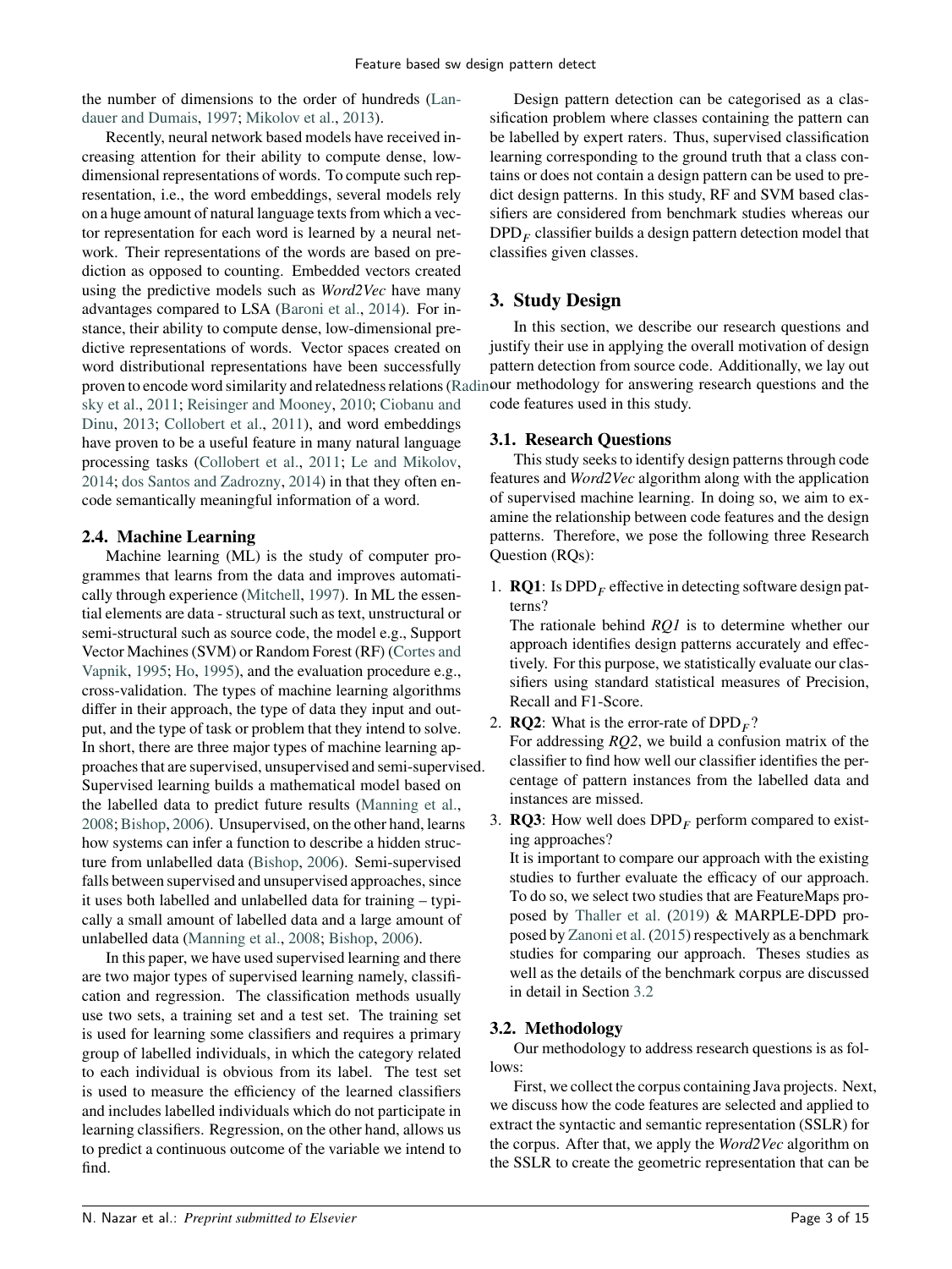the number of dimensions to the order of hundreds (Landauer and Dumais, 1997; Mikolov et al., 2013).

Recently, neural network based models have received increasing attention for their ability to compute dense, low-dimensional representations of words. To compute such representation, i.e., the word embeddings, several models rely on a huge amount of natural language texts from which a vector representation for each word is learned by a neural network. Their representations of the words are based on prediction as opposed to counting. Embedded vectors created using the predictive models such as *Word2Vec* have many advantages compared to LSA (Baroni et al., 2014). For instance, their ability to compute dense, low-dimensional predictive representations of words. Vector spaces created on word distributional representations have been successfully proven to encode word similarity and relatedness relations (Radinsky et al., 2011; Reisinger and Mooney, 2010; Ciobanu and Dinu, 2013; Collobert et al., 2011), and word embeddings have proven to be a useful feature in many natural language processing tasks (Collobert et al., 2011; Le and Mikolov, 2014; dos Santos and Zadrozny, 2014) in that they often encode semantically meaningful information of a word.

### 2.4. Machine Learning

Machine learning (ML) is the study of computer programmes that learns from the data and improves automatically through experience (Mitchell, 1997). In ML the essential elements are data - structural such as text, unstructural or semi-structural such as source code, the model e.g., Support Vector Machines (SVM) or Random Forest (RF) (Cortes and Vapnik, 1995; Ho, 1995), and the evaluation procedure e.g., cross-validation. The types of machine learning algorithms differ in their approach, the type of data they input and output, and the type of task or problem that they intend to solve. In short, there are three major types of machine learning approaches that are supervised, unsupervised and semi-supervised. Supervised learning builds a mathematical model based on the labelled data to predict future results (Manning et al., 2008; Bishop, 2006). Unsupervised, on the other hand, learns how systems can infer a function to describe a hidden structure from unlabelled data (Bishop, 2006). Semi-supervised falls between supervised and unsupervised approaches, since it uses both labelled and unlabelled data for training – typically a small amount of labelled data and a large amount of unlabelled data (Manning et al., 2008; Bishop, 2006).

In this paper, we have used supervised learning and there are two major types of supervised learning namely, classification and regression. The classification methods usually use two sets, a training set and a test set. The training set is used for learning some classifiers and requires a primary group of labelled individuals, in which the category related to each individual is obvious from its label. The test set is used to measure the efficiency of the learned classifiers and includes labelled individuals which do not participate in learning classifiers. Regression, on the other hand, allows us to predict a continuous outcome of the variable we intend to find.

Design pattern detection can be categorised as a classification problem where classes containing the pattern can be labelled by expert raters. Thus, supervised classification learning corresponding to the ground truth that a class contains or does not contain a design pattern can be used to predict design patterns. In this study, RF and SVM based classifiers are considered from benchmark studies whereas our $\text{DPD}_F$ classifier builds a design pattern detection model that classifies given classes.

## 3. Study Design

In this section, we describe our research questions and justify their use in applying the overall motivation of design pattern detection from source code. Additionally, we lay out our methodology for answering research questions and the code features used in this study.

### 3.1. Research Questions

This study seeks to identify design patterns through code features and *Word2Vec* algorithm along with the application of supervised machine learning. In doing so, we aim to examine the relationship between code features and the design patterns. Therefore, we pose the following three Research Question (RQs):

1. **RQ1**: Is $\text{DPD}_F$ effective in detecting software design patterns?
   The rationale behind *RQ1* is to determine whether our approach identifies design patterns accurately and effectively. For this purpose, we statistically evaluate our classifiers using standard statistical measures of Precision, Recall and F1-Score.
2. **RQ2**: What is the error-rate of $\text{DPD}_F$?
   For addressing *RQ2*, we build a confusion matrix of the classifier to find how well our classifier identifies the percentage of pattern instances from the labelled data and instances are missed.
3. **RQ3**: How well does $\text{DPD}_F$ perform compared to existing approaches?
   It is important to compare our approach with the existing studies to further evaluate the efficacy of our approach. To do so, we select two studies that are FeatureMaps proposed by Thaller et al. (2019) & MARPLE-DPD proposed by Zanoni et al. (2015) respectively as a benchmark studies for comparing our approach. Theses studies as well as the details of the benchmark corpus are discussed in detail in Section 3.2

### 3.2. Methodology

Our methodology to address research questions is as follows:

First, we collect the corpus containing Java projects. Next, we discuss how the code features are selected and applied to extract the syntactic and semantic representation (SSLR) for the corpus. After that, we apply the *Word2Vec* algorithm on the SSLR to create the geometric representation that can be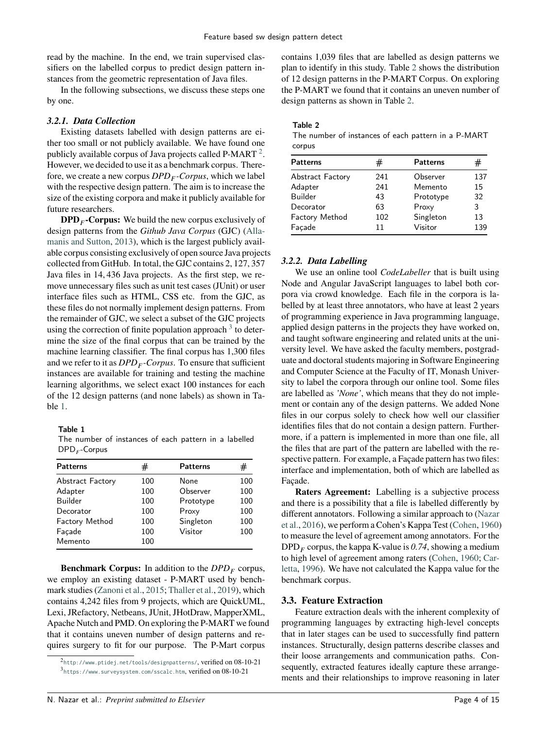read by the machine. In the end, we train supervised classifiers on the labelled corpus to predict design pattern instances from the geometric representation of Java files.

In the following subsections, we discuss these steps one by one.

#### 3.2.1. Data Collection

Existing datasets labelled with design patterns are either too small or not publicly available. We have found one publicly available corpus of Java projects called P-MART [2]. However, we decided to use it as a benchmark corpus. Therefore, we create a new corpus $DPD_F$-*Corpus*, which we label with the respective design pattern. The aim is to increase the size of the existing corpora and make it publicly available for future researchers.

**$DPD_F$-Corpus:** We build the new corpus exclusively of design patterns from the *Github Java Corpus* (GJC) (Allamanis and Sutton, 2013), which is the largest publicly available corpus consisting exclusively of open source Java projects collected from GitHub. In total, the GJC contains 2, 127, 357 Java files in 14, 436 Java projects. As the first step, we remove unnecessary files such as unit test cases (JUnit) or user interface files such as HTML, CSS etc. from the GJC, as these files do not normally implement design patterns. From the remainder of GJC, we select a subset of the GJC projects using the correction of finite population approach [3] to determine the size of the final corpus that can be trained by the machine learning classifier. The final corpus has 1,300 files and we refer to it as $DPD_F$-*Corpus*. To ensure that sufficient instances are available for training and testing the machine learning algorithms, we select exact 100 instances for each of the 12 design patterns (and none labels) as shown in Table 1.

**Table 1**
The number of instances of each pattern in a labelled $DPD_F$-Corpus

| Patterns | # | Patterns | # |
|---|---|---|---|
| Abstract Factory | 100 | None | 100 |
| Adapter | 100 | Observer | 100 |
| Builder | 100 | Prototype | 100 |
| Decorator | 100 | Proxy | 100 |
| Factory Method | 100 | Singleton | 100 |
| Façade | 100 | Visitor | 100 |
| Memento | 100 | | |

**Benchmark Corpus:** In addition to the $DPD_F$ corpus, we employ an existing dataset - P-MART used by benchmark studies (Zanoni et al., 2015; Thaller et al., 2019), which contains 4,242 files from 9 projects, which are QuickUML, Lexi, JRefactory, Netbeans, JUnit, JHotDraw, MapperXML, Apache Nutch and PMD. On exploring the P-MART we found that it contains uneven number of design patterns and requires surgery to fit for our purpose. The P-Mart corpus contains 1,039 files that are labelled as design patterns we plan to identify in this study. Table 2 shows the distribution of 12 design patterns in the P-MART Corpus. On exploring the P-MART we found that it contains an uneven number of design patterns as shown in Table 2.

**Table 2**
The number of instances of each pattern in a P-MART corpus

| Patterns | # | Patterns | # |
|---|---|---|---|
| Abstract Factory | 241 | Observer | 137 |
| Adapter | 241 | Memento | 15 |
| Builder | 43 | Prototype | 32 |
| Decorator | 63 | Proxy | 3 |
| Factory Method | 102 | Singleton | 13 |
| Façade | 11 | Visitor | 139 |

[2] http://www.ptidej.net/tools/designpatterns/, verified on 08-10-21
[3] https://www.surveysystem.com/sscalc.htm, verified on 08-10-21

#### 3.2.2. Data Labelling

We use an online tool *CodeLabeller* that is built using Node and Angular JavaScript languages to label both corpora via crowd knowledge. Each file in the corpora is labelled by at least three annotators, who have at least 2 years of programming experience in Java programming language, applied design patterns in the projects they have worked on, and taught software engineering and related units at the university level. We have asked the faculty members, postgraduate and doctoral students majoring in Software Engineering and Computer Science at the Faculty of IT, Monash University to label the corpora through our online tool. Some files are labelled as *'None'*, which means that they do not implement or contain any of the design patterns. We added None files in our corpus solely to check how well our classifier identifies files that do not contain a design pattern. Furthermore, if a pattern is implemented in more than one file, all the files that are part of the pattern are labelled with the respective pattern. For example, a Façade pattern has two files: interface and implementation, both of which are labelled as Façade.

**Raters Agreement:** Labelling is a subjective process and there is a possibility that a file is labelled differently by different annotators. Following a similar approach to (Nazar et al., 2016), we perform a Cohen's Kappa Test (Cohen, 1960) to measure the level of agreement among annotators. For the $DPD_F$ corpus, the kappa K-value is *0.74*, showing a medium to high level of agreement among raters (Cohen, 1960; Carletta, 1996). We have not calculated the Kappa value for the benchmark corpus.

### 3.3. Feature Extraction

Feature extraction deals with the inherent complexity of programming languages by extracting high-level concepts that in later stages can be used to successfully find pattern instances. Structurally, design patterns describe classes and their loose arrangements and communication paths. Consequently, extracted features ideally capture these arrangements and their relationships to improve reasoning in later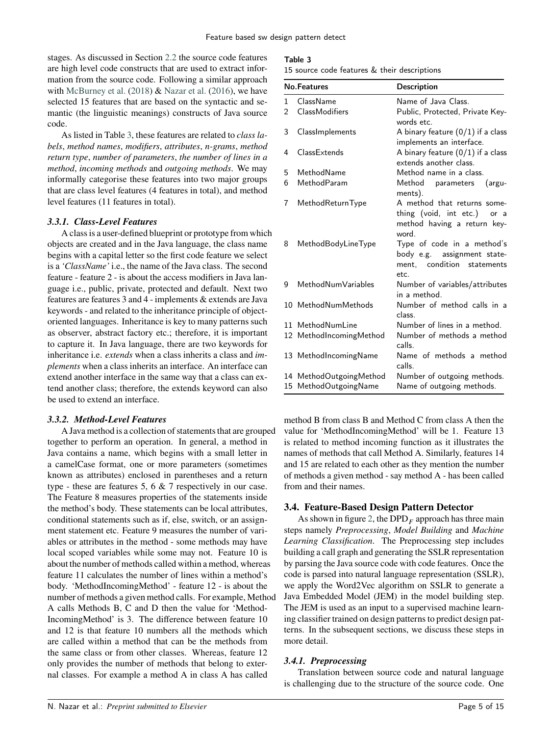stages. As discussed in Section 2.2 the source code features are high level code constructs that are used to extract information from the source code. Following a similar approach with McBurney et al. (2018) & Nazar et al. (2016), we have selected 15 features that are based on the syntactic and semantic (the linguistic meanings) constructs of Java source code.

As listed in Table 3, these features are related to *class labels*, *method names*, *modifiers*, *attributes*, *n-grams*, *method return type*, *number of parameters*, *the number of lines in a method*, *incoming methods* and *outgoing methods*. We may informally categorise these features into two major groups that are class level features (4 features in total), and method level features (11 features in total).

#### 3.3.1. Class-Level Features

A class is a user-defined blueprint or prototype from which objects are created and in the Java language, the class name begins with a capital letter so the first code feature we select is a *'ClassName'* i.e., the name of the Java class. The second feature - feature 2 - is about the access modifiers in Java language i.e., public, private, protected and default. Next two features are features 3 and 4 - implements & extends are Java keywords - and related to the inheritance principle of object-oriented languages. Inheritance is key to many patterns such as observer, abstract factory etc.; therefore, it is important to capture it. In Java language, there are two keywords for inheritance i.e. *extends* when a class inherits a class and *implements* when a class inherits an interface. An interface can extend another interface in the same way that a class can extend another class; therefore, the extends keyword can also be used to extend an interface.

#### 3.3.2. Method-Level Features

A Java method is a collection of statements that are grouped together to perform an operation. In general, a method in Java contains a name, which begins with a small letter in a camelCase format, one or more parameters (sometimes known as attributes) enclosed in parentheses and a return type - these are features 5, 6 & 7 respectively in our case. The Feature 8 measures properties of the statements inside the method's body. These statements can be local attributes, conditional statements such as if, else, switch, or an assignment statement etc. Feature 9 measures the number of variables or attributes in the method - some methods may have local scoped variables while some may not. Feature 10 is about the number of methods called within a method, whereas feature 11 calculates the number of lines within a method's body. 'MethodIncomingMethod' - feature 12 - is about the number of methods a given method calls. For example, Method A calls Methods B, C and D then the value for 'MethodIncomingMethod' is 3. The difference between feature 10 and 12 is that feature 10 numbers all the methods which are called within a method that can be the methods from the same class or from other classes. Whereas, feature 12 only provides the number of methods that belong to external classes. For example a method A in class A has called method B from class B and Method C from class A then the value for 'MethodIncomingMethod' will be 1. Feature 13 is related to method incoming function as it illustrates the names of methods that call Method A. Similarly, features 14 and 15 are related to each other as they mention the number of methods a given method - say method A - has been called from and their names.

**Table 3**
15 source code features & their descriptions

| No. | Features | Description |
|---|---|---|
| 1 | ClassName | Name of Java Class. |
| 2 | ClassModifiers | Public, Protected, Private Keywords etc. |
| 3 | ClassImplements | A binary feature (0/1) if a class implements an interface. |
| 4 | ClassExtends | A binary feature (0/1) if a class extends another class. |
| 5 | MethodName | Method name in a class. |
| 6 | MethodParam | Method parameters (arguments). |
| 7 | MethodReturnType | A method that returns something (void, int etc.) or a method having a return keyword. |
| 8 | MethodBodyLineType | Type of code in a method's body e.g. assignment statement, condition statements etc. |
| 9 | MethodNumVariables | Number of variables/attributes in a method. |
| 10 | MethodNumMethods | Number of method calls in a class. |
| 11 | MethodNumLine | Number of lines in a method. |
| 12 | MethodIncomingMethod | Number of methods a method calls. |
| 13 | MethodIncomingName | Name of methods a method calls. |
| 14 | MethodOutgoingMethod | Number of outgoing methods. |
| 15 | MethodOutgoingName | Name of outgoing methods. |

### 3.4. Feature-Based Design Pattern Detector

As shown in figure 2, the $DPD_F$ approach has three main steps namely *Preprocessing*, *Model Building* and *Machine Learning Classification*. The Preprocessing step includes building a call graph and generating the SSLR representation by parsing the Java source code with code features. Once the code is parsed into natural language representation (SSLR), we apply the Word2Vec algorithm on SSLR to generate a Java Embedded Model (JEM) in the model building step. The JEM is used as an input to a supervised machine learning classifier trained on design patterns to predict design patterns. In the subsequent sections, we discuss these steps in more detail.

#### 3.4.1. Preprocessing

Translation between source code and natural language is challenging due to the structure of the source code. One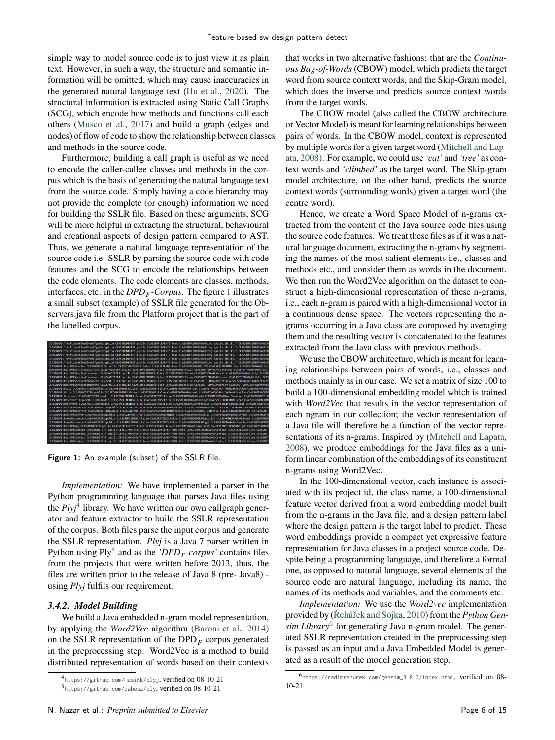simple way to model source code is to just view it as plain text. However, in such a way, the structure and semantic information will be omitted, which may cause inaccuracies in the generated natural language text (Hu et al., 2020). The structural information is extracted using Static Call Graphs (SCG), which encode how methods and functions call each others (Musco et al., 2017) and build a graph (edges and nodes) of flow of code to show the relationship between classes and methods in the source code.

Furthermore, building a call graph is useful as we need to encode the caller-callee classes and methods in the corpus which is the basis of generating the natural language text from the source code. Simply having a code hierarchy may not provide the complete (or enough) information we need for building the SSLR file. Based on these arguments, SCG will be more helpful in extracting the structural, behavioural and creational aspects of design pattern compared to AST. Thus, we generate a natural language representation of the source code i.e. SSLR by parsing the source code with code features and the SCG to encode the relationships between the code elements. The code elements are classes, methods, interfaces, etc. in the *$DPD_F$-Corpus.* The figure 1 illustrates a small subset (example) of SSLR file generated for the Observers.java file from the Platform project that is the part of the labelled corpus.

**Figure 1:** An example (subset) of the SSLR file.

*Implementation:* We have implemented a parser in the Python programming language that parses Java files using the *Plyj*[4] library. We have written our own callgraph generator and feature extractor to build the SSLR representation of the corpus. Both files parse the input corpus and generate the SSLR representation. *Plyj* is a Java 7 parser written in Python using Ply[5] and as the *'$DPD_F$ corpus'* contains files from the projects that were written before 2013, thus, the files are written prior to the release of Java 8 (pre- Java8) - using *Plyj* fulfils our requirement.

### 3.4.2. Model Building

We build a Java embedded n-gram model representation, by applying the *Word2Vec* algorithm (Baroni et al., 2014) on the SSLR representation of the $DPD_F$ corpus generated in the preprocessing step. Word2Vec is a method to build distributed representation of words based on their contexts that works in two alternative fashions: that are the *Continuous Bag-of-Words* (CBOW) model, which predicts the target word from source context words, and the Skip-Gram model, which does the inverse and predicts source context words from the target words.

The CBOW model (also called the CBOW architecture or Vector Model) is meant for learning relationships between pairs of words. In the CBOW model, context is represented by multiple words for a given target word (Mitchell and Lapata, 2008). For example, we could use *'cat'* and *'tree'* as context words and *'climbed'* as the target word. The Skip-gram model architecture, on the other hand, predicts the source context words (surrounding words) given a target word (the centre word).

Hence, we create a Word Space Model of n-grams extracted from the content of the Java source code files using the source code features. We treat these files as if it was a natural language document, extracting the n-grams by segmenting the names of the most salient elements i.e., classes and methods etc., and consider them as words in the document. We then run the Word2Vec algorithm on the dataset to construct a high-dimensional representation of these n-grams, i.e., each n-gram is paired with a high-dimensional vector in a continuous dense space. The vectors representing the n-grams occurring in a Java class are composed by averaging them and the resulting vector is concatenated to the features extracted from the Java class with previous methods.

We use the CBOW architecture, which is meant for learning relationships between pairs of words, i.e., classes and methods mainly as in our case. We set a matrix of size 100 to build a 100-dimensional embedding model which is trained with *Word2Vec* that results in the vector representation of each ngram in our collection; the vector representation of a Java file will therefore be a function of the vector representations of its n-grams. Inspired by (Mitchell and Lapata, 2008), we produce embeddings for the Java files as a uniform linear combination of the embeddings of its constituent n-grams using Word2Vec.

In the 100-dimensional vector, each instance is associated with its project id, the class name, a 100-dimensional feature vector derived from a word embedding model built from the n-grams in the Java file, and a design pattern label where the design pattern is the target label to predict. These word embeddings provide a compact yet expressive feature representation for Java classes in a project source code. Despite being a programming language, and therefore a formal one, as opposed to natural language, several elements of the source code are natural language, including its name, the names of its methods and variables, and the comments etc.

*Implementation:* We use the *Word2vec* implementation provided by (Řehůřek and Sojka, 2010) from the *Python Gensim Library*[6] for generating Java n-gram model. The generated SSLR representation created in the preprocessing step is passed as an input and a Java Embedded Model is generated as a result of the model generation step.

---

[4] https://github.com/musiKk/plyj, verified on 08-10-21

[5] https://github.com/dabeaz/ply, verified on 08-10-21

[6] https://radimrehurek.com/gensim_3.8.3/index.html, verified on 08-10-21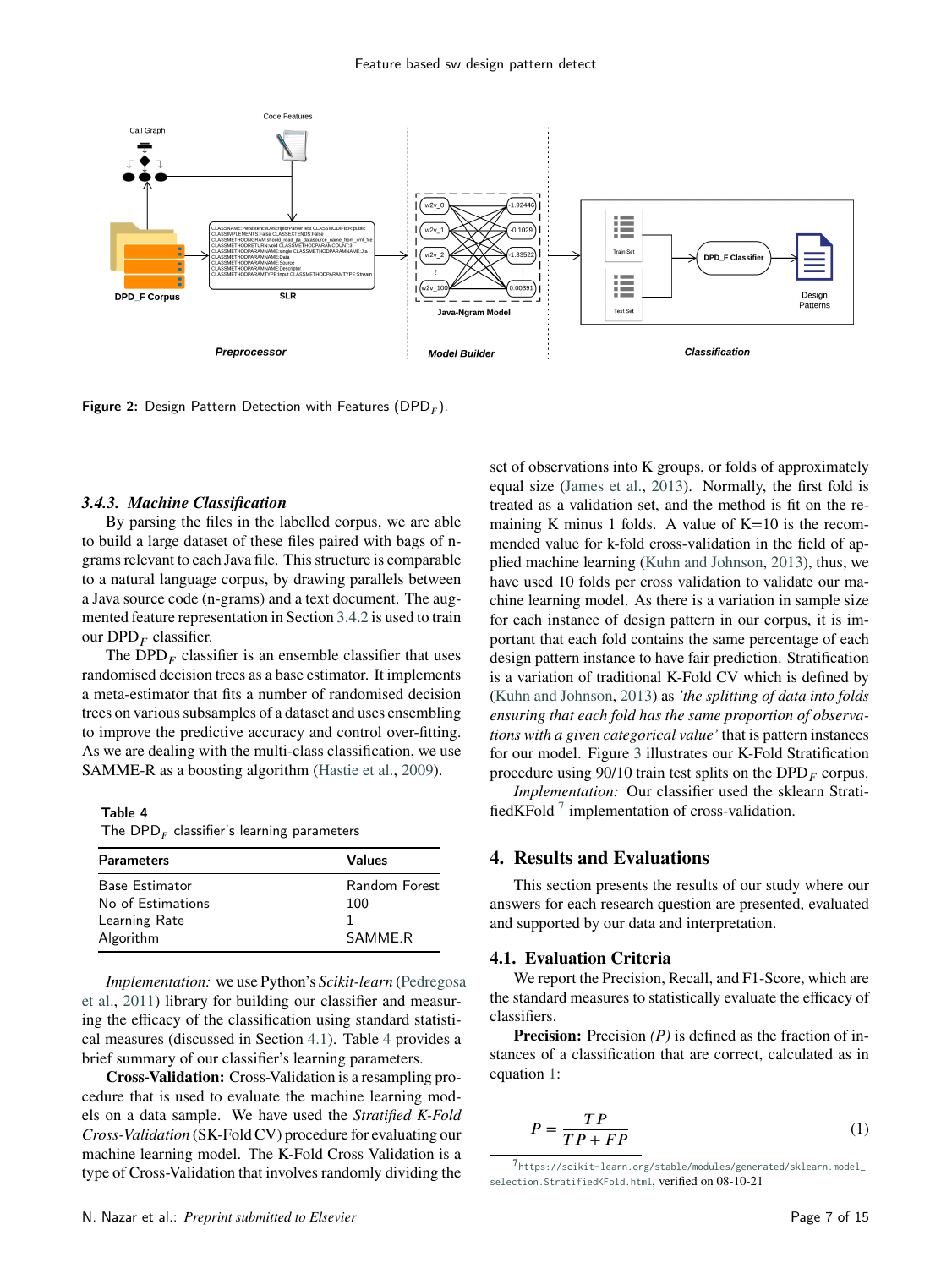Figure 2: Design Pattern Detection with Features ($\text{DPD}_F$).

### 3.4.3. Machine Classification

By parsing the files in the labelled corpus, we are able to build a large dataset of these files paired with bags of n-grams relevant to each Java file. This structure is comparable to a natural language corpus, by drawing parallels between a Java source code (n-grams) and a text document. The augmented feature representation in Section 3.4.2 is used to train our $\text{DPD}_F$ classifier.

The $\text{DPD}_F$ classifier is an ensemble classifier that uses randomised decision trees as a base estimator. It implements a meta-estimator that fits a number of randomised decision trees on various subsamples of a dataset and uses ensembling to improve the predictive accuracy and control over-fitting. As we are dealing with the multi-class classification, we use SAMME-R as a boosting algorithm (Hastie et al., 2009).

**Table 4**
The $\text{DPD}_F$ classifier's learning parameters

| Parameters | Values |
|---|---|
| Base Estimator | Random Forest |
| No of Estimations | 100 |
| Learning Rate | 1 |
| Algorithm | SAMME.R |

*Implementation:* we use Python's *Scikit-learn* (Pedregosa et al., 2011) library for building our classifier and measuring the efficacy of the classification using standard statistical measures (discussed in Section 4.1). Table 4 provides a brief summary of our classifier's learning parameters.

**Cross-Validation:** Cross-Validation is a resampling procedure that is used to evaluate the machine learning models on a data sample. We have used the *Stratified K-Fold Cross-Validation* (SK-Fold CV) procedure for evaluating our machine learning model. The K-Fold Cross Validation is a type of Cross-Validation that involves randomly dividing the set of observations into K groups, or folds of approximately equal size (James et al., 2013). Normally, the first fold is treated as a validation set, and the method is fit on the remaining K minus 1 folds. A value of K=10 is the recommended value for k-fold cross-validation in the field of applied machine learning (Kuhn and Johnson, 2013), thus, we have used 10 folds per cross validation to validate our machine learning model. As there is a variation in sample size for each instance of design pattern in our corpus, it is important that each fold contains the same percentage of each design pattern instance to have fair prediction. Stratification is a variation of traditional K-Fold CV which is defined by (Kuhn and Johnson, 2013) as *'the splitting of data into folds ensuring that each fold has the same proportion of observations with a given categorical value'* that is pattern instances for our model. Figure 3 illustrates our K-Fold Stratification procedure using 90/10 train test splits on the $\text{DPD}_F$ corpus.

*Implementation:* Our classifier used the sklearn StratifiedKFold [7] implementation of cross-validation.

## 4. Results and Evaluations

This section presents the results of our study where our answers for each research question are presented, evaluated and supported by our data and interpretation.

### 4.1. Evaluation Criteria

We report the Precision, Recall, and F1-Score, which are the standard measures to statistically evaluate the efficacy of classifiers.

**Precision:** Precision *(P)* is defined as the fraction of instances of a classification that are correct, calculated as in equation 1:

$$P = \frac{TP}{TP + FP} \tag{1}$$

[7] https://scikit-learn.org/stable/modules/generated/sklearn.model_selection.StratifiedKFold.html, verified on 08-10-21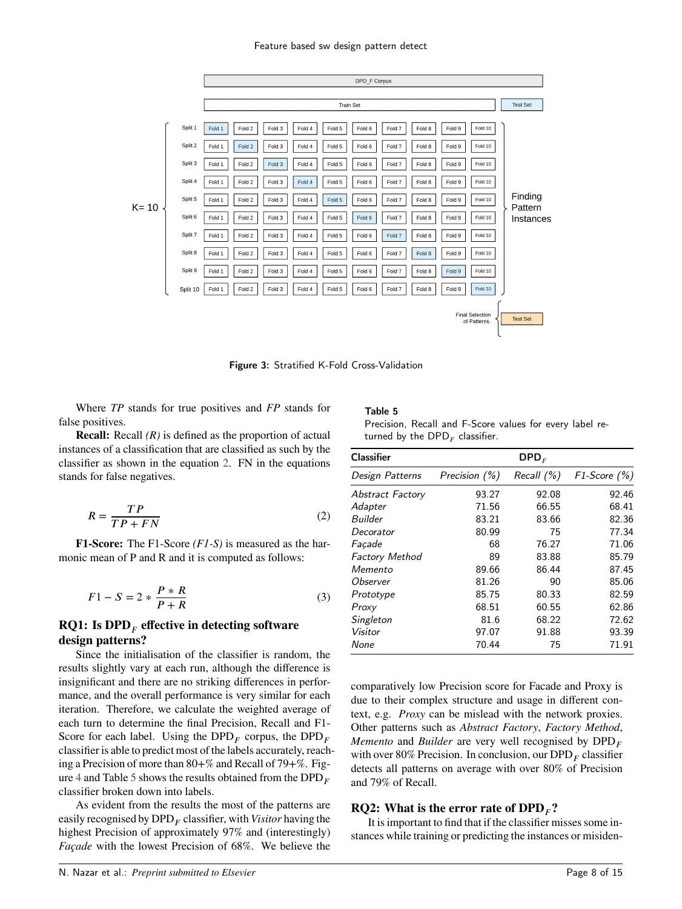Figure 3: Stratified K-Fold Cross-Validation

Where *TP* stands for true positives and *FP* stands for false positives.

**Recall:** Recall *(R)* is defined as the proportion of actual instances of a classification that are classified as such by the classifier as shown in the equation 2. FN in the equations stands for false negatives.

$$R = \frac{TP}{TP + FN} \tag{2}$$

**F1-Score:** The F1-Score *(F1-S)* is measured as the harmonic mean of P and R and it is computed as follows:

$$F1 - S = 2 * \frac{P * R}{P + R} \tag{3}$$

## RQ1: Is DPD$_F$ effective in detecting software design patterns?

Since the initialisation of the classifier is random, the results slightly vary at each run, although the difference is insignificant and there are no striking differences in performance, and the overall performance is very similar for each iteration. Therefore, we calculate the weighted average of each turn to determine the final Precision, Recall and F1-Score for each label. Using the DPD$_F$ corpus, the DPD$_F$ classifier is able to predict most of the labels accurately, reaching a Precision of more than 80+% and Recall of 79+%. Figure 4 and Table 5 shows the results obtained from the DPD$_F$ classifier broken down into labels.

As evident from the results the most of the patterns are easily recognised by DPD$_F$ classifier, with *Visitor* having the highest Precision of approximately 97% and (interestingly) *Façade* with the lowest Precision of 68%. We believe the comparatively low Precision score for Facade and Proxy is due to their complex structure and usage in different context, e.g. *Proxy* can be mislead with the network proxies. Other patterns such as *Abstract Factory*, *Factory Method*, *Memento* and *Builder* are very well recognised by DPD$_F$ with over 80% Precision. In conclusion, our DPD$_F$ classifier detects all patterns on average with over 80% of Precision and 79% of Recall.

**Table 5**
Precision, Recall and F-Score values for every label returned by the DPD$_F$ classifier.

| Classifier | DPD$_F$ | | |
|---|---|---|---|
| *Design Patterns* | *Precision (%)* | *Recall (%)* | *F1-Score (%)* |
| *Abstract Factory* | 93.27 | 92.08 | 92.46 |
| *Adapter* | 71.56 | 66.55 | 68.41 |
| *Builder* | 83.21 | 83.66 | 82.36 |
| *Decorator* | 80.99 | 75 | 77.34 |
| *Façade* | 68 | 76.27 | 71.06 |
| *Factory Method* | 89 | 83.88 | 85.79 |
| *Memento* | 89.66 | 86.44 | 87.45 |
| *Observer* | 81.26 | 90 | 85.06 |
| *Prototype* | 85.75 | 80.33 | 82.59 |
| *Proxy* | 68.51 | 60.55 | 62.86 |
| *Singleton* | 81.6 | 68.22 | 72.62 |
| *Visitor* | 97.07 | 91.88 | 93.39 |
| *None* | 70.44 | 75 | 71.91 |

## RQ2: What is the error rate of DPD$_F$?

It is important to find that if the classifier misses some instances while training or predicting the instances or misiden-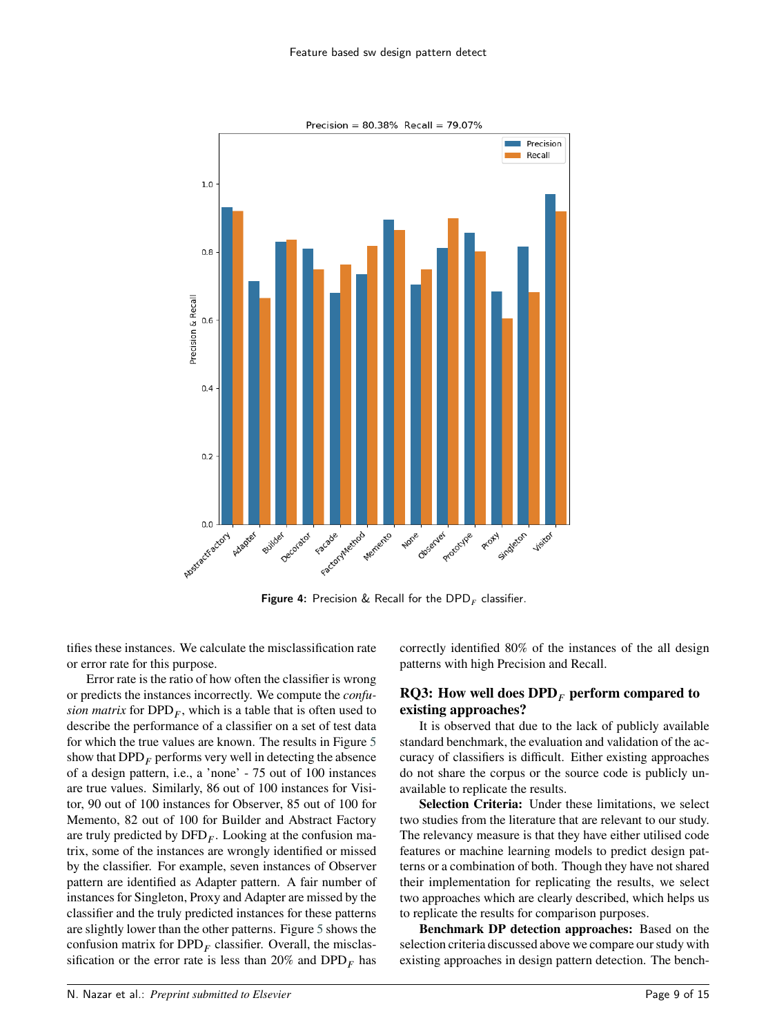Figure 4: Precision & Recall for the $\text{DPD}_F$ classifier.

tifies these instances. We calculate the misclassification rate or error rate for this purpose.

Error rate is the ratio of how often the classifier is wrong or predicts the instances incorrectly. We compute the *confusion matrix* for $\text{DPD}_F$, which is a table that is often used to describe the performance of a classifier on a set of test data for which the true values are known. The results in Figure 5 show that $\text{DPD}_F$ performs very well in detecting the absence of a design pattern, i.e., a 'none' - 75 out of 100 instances are true values. Similarly, 86 out of 100 instances for Visitor, 90 out of 100 instances for Observer, 85 out of 100 for Memento, 82 out of 100 for Builder and Abstract Factory are truly predicted by $\text{DPD}_F$. Looking at the confusion matrix, some of the instances are wrongly identified or missed by the classifier. For example, seven instances of Observer pattern are identified as Adapter pattern. A fair number of instances for Singleton, Proxy and Adapter are missed by the classifier and the truly predicted instances for these patterns are slightly lower than the other patterns. Figure 5 shows the confusion matrix for $\text{DPD}_F$ classifier. Overall, the misclassification or the error rate is less than 20% and $\text{DPD}_F$ has correctly identified 80% of the instances of the all design patterns with high Precision and Recall.

### RQ3: How well does $\text{DPD}_F$ perform compared to existing approaches?

It is observed that due to the lack of publicly available standard benchmark, the evaluation and validation of the accuracy of classifiers is difficult. Either existing approaches do not share the corpus or the source code is publicly unavailable to replicate the results.

**Selection Criteria:** Under these limitations, we select two studies from the literature that are relevant to our study. The relevancy measure is that they have either utilised code features or machine learning models to predict design patterns or a combination of both. Though they have not shared their implementation for replicating the results, we select two approaches which are clearly described, which helps us to replicate the results for comparison purposes.

**Benchmark DP detection approaches:** Based on the selection criteria discussed above we compare our study with existing approaches in design pattern detection. The bench-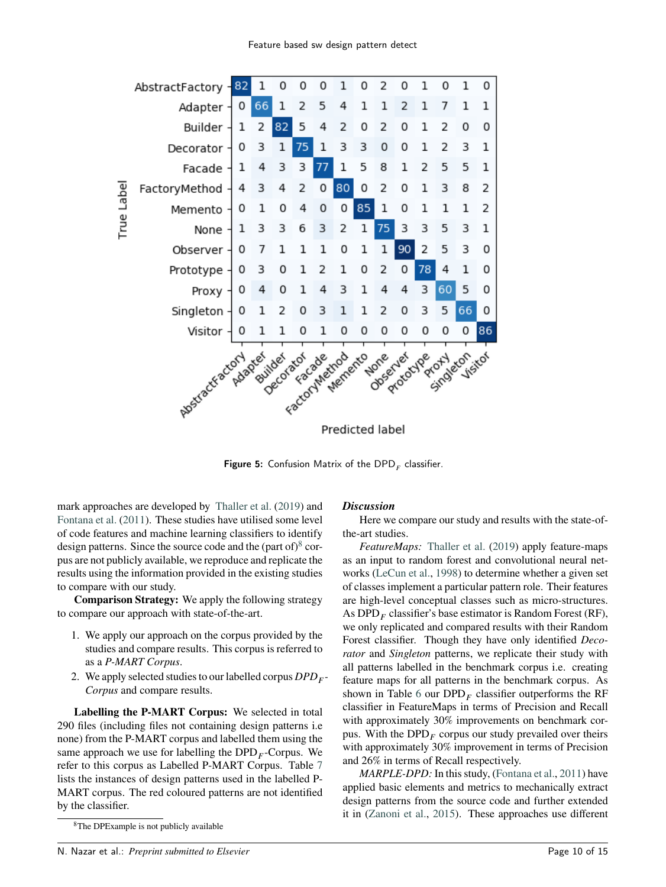| True Label \ Predicted label | AbstractFactory | Adapter | Builder | Decorator | Facade | FactoryMethod | Memento | None | Observer | Prototype | Proxy | Singleton | Visitor |
|---|---|---|---|---|---|---|---|---|---|---|---|---|---|
| AbstractFactory | 82 | 1 | 0 | 0 | 0 | 1 | 0 | 2 | 0 | 1 | 0 | 1 | 0 |
| Adapter | 0 | 66 | 1 | 2 | 5 | 4 | 1 | 1 | 2 | 1 | 7 | 1 | 1 |
| Builder | 1 | 2 | 82 | 5 | 4 | 2 | 0 | 2 | 0 | 1 | 2 | 0 | 0 |
| Decorator | 0 | 3 | 1 | 75 | 1 | 3 | 3 | 0 | 0 | 1 | 2 | 3 | 1 |
| Facade | 1 | 4 | 3 | 3 | 77 | 1 | 5 | 8 | 1 | 2 | 5 | 5 | 1 |
| FactoryMethod | 4 | 3 | 4 | 2 | 0 | 80 | 0 | 2 | 0 | 1 | 3 | 8 | 2 |
| Memento | 0 | 1 | 0 | 4 | 0 | 0 | 85 | 1 | 0 | 1 | 1 | 1 | 2 |
| None | 1 | 3 | 3 | 6 | 3 | 2 | 1 | 75 | 3 | 3 | 5 | 3 | 1 |
| Observer | 0 | 7 | 1 | 1 | 1 | 0 | 1 | 1 | 90 | 2 | 5 | 3 | 0 |
| Prototype | 0 | 3 | 0 | 1 | 2 | 1 | 0 | 2 | 0 | 78 | 4 | 1 | 0 |
| Proxy | 0 | 4 | 0 | 1 | 4 | 3 | 1 | 4 | 4 | 3 | 60 | 5 | 0 |
| Singleton | 0 | 1 | 2 | 0 | 3 | 1 | 1 | 2 | 0 | 3 | 5 | 66 | 0 |
| Visitor | 0 | 1 | 1 | 0 | 1 | 0 | 0 | 0 | 0 | 0 | 0 | 0 | 86 |

**Figure 5:** Confusion Matrix of the $DPD_F$ classifier.

mark approaches are developed by Thaller et al. (2019) and Fontana et al. (2011). These studies have utilised some level of code features and machine learning classifiers to identify design patterns. Since the source code and the (part of)[8] corpus are not publicly available, we reproduce and replicate the results using the information provided in the existing studies to compare with our study.

**Comparison Strategy:** We apply the following strategy to compare our approach with state-of-the-art.

1. We apply our approach on the corpus provided by the studies and compare results. This corpus is referred to as a *P-MART Corpus*.
2. We apply selected studies to our labelled corpus *$DPD_F$-Corpus* and compare results.

**Labelling the P-MART Corpus:** We selected in total 290 files (including files not containing design patterns i.e none) from the P-MART corpus and labelled them using the same approach we use for labelling the $DPD_F$-Corpus. We refer to this corpus as Labelled P-MART Corpus. Table 7 lists the instances of design patterns used in the labelled P-MART corpus. The red coloured patterns are not identified by the classifier.

[8]The DPExample is not publicly available

***Discussion***

Here we compare our study and results with the state-of-the-art studies.

*FeatureMaps:* Thaller et al. (2019) apply feature-maps as an input to random forest and convolutional neural networks (LeCun et al., 1998) to determine whether a given set of classes implement a particular pattern role. Their features are high-level conceptual classes such as micro-structures. As $DPD_F$ classifier's base estimator is Random Forest (RF), we only replicated and compared results with their Random Forest classifier. Though they have only identified *Decorator* and *Singleton* patterns, we replicate their study with all patterns labelled in the benchmark corpus i.e. creating feature maps for all patterns in the benchmark corpus. As shown in Table 6 our $DPD_F$ classifier outperforms the RF classifier in FeatureMaps in terms of Precision and Recall with approximately 30% improvements on benchmark corpus. With the $DPD_F$ corpus our study prevailed over theirs with approximately 30% improvement in terms of Precision and 26% in terms of Recall respectively.

*MARPLE-DPD:* In this study, (Fontana et al., 2011) have applied basic elements and metrics to mechanically extract design patterns from the source code and further extended it in (Zanoni et al., 2015). These approaches use different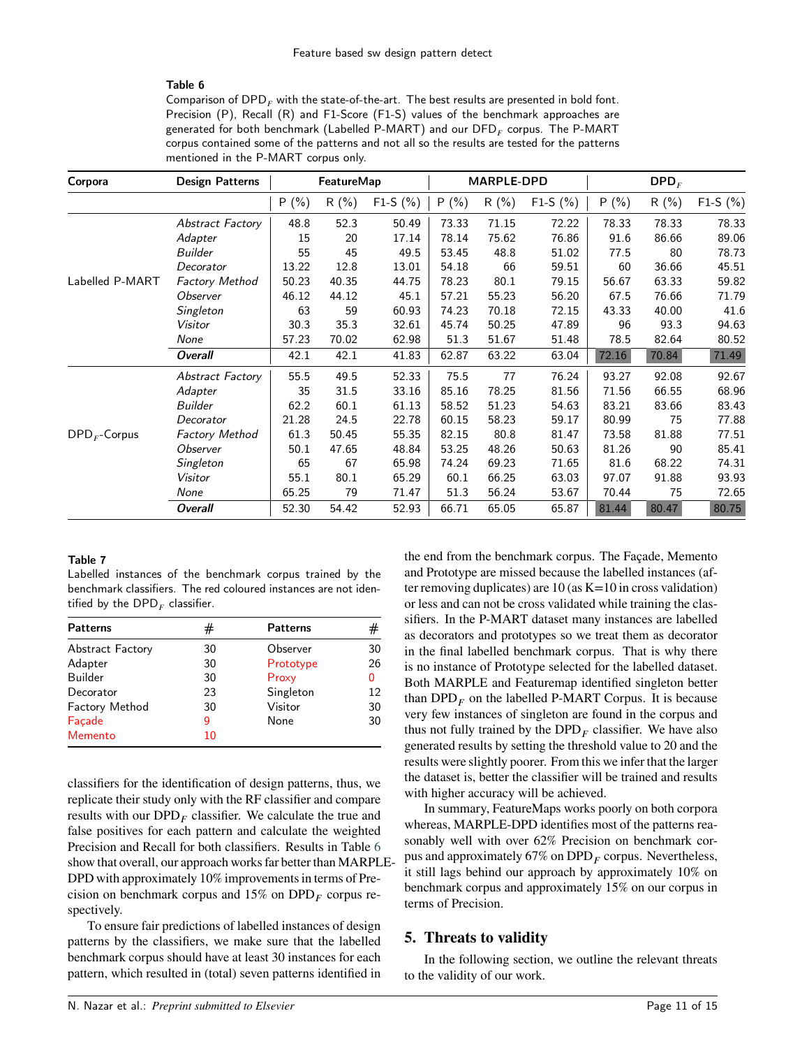**Table 6**

Comparison of $DPD_F$ with the state-of-the-art. The best results are presented in bold font. Precision (P), Recall (R) and F1-Score (F1-S) values of the benchmark approaches are generated for both benchmark (Labelled P-MART) and our $DFD_F$ corpus. The P-MART corpus contained some of the patterns and not all so the results are tested for the patterns mentioned in the P-MART corpus only.

| Corpora | Design Patterns | FeatureMap | | | MARPLE-DPD | | | $DPD_F$ | | |
|---|---|---|---|---|---|---|---|---|---|---|
| | | P (%) | R (%) | F1-S (%) | P (%) | R (%) | F1-S (%) | P (%) | R (%) | F1-S (%) |
| Labelled P-MART | *Abstract Factory* | 48.8 | 52.3 | 50.49 | 73.33 | 71.15 | 72.22 | 78.33 | 78.33 | 78.33 |
| | *Adapter* | 15 | 20 | 17.14 | 78.14 | 75.62 | 76.86 | 91.6 | 86.66 | 89.06 |
| | *Builder* | 55 | 45 | 49.5 | 53.45 | 48.8 | 51.02 | 77.5 | 80 | 78.73 |
| | *Decorator* | 13.22 | 12.8 | 13.01 | 54.18 | 66 | 59.51 | 60 | 36.66 | 45.51 |
| | *Factory Method* | 50.23 | 40.35 | 44.75 | 78.23 | 80.1 | 79.15 | 56.67 | 63.33 | 59.82 |
| | *Observer* | 46.12 | 44.12 | 45.1 | 57.21 | 55.23 | 56.20 | 67.5 | 76.66 | 71.79 |
| | *Singleton* | 63 | 59 | 60.93 | 74.23 | 70.18 | 72.15 | 43.33 | 40.00 | 41.6 |
| | *Visitor* | 30.3 | 35.3 | 32.61 | 45.74 | 50.25 | 47.89 | 96 | 93.3 | 94.63 |
| | *None* | 57.23 | 70.02 | 62.98 | 51.3 | 51.67 | 51.48 | 78.5 | 82.64 | 80.52 |
| | ***Overall*** | 42.1 | 42.1 | 41.83 | 62.87 | 63.22 | 63.04 | 72.16 | 70.84 | 71.49 |
| $DPD_F$-Corpus | *Abstract Factory* | 55.5 | 49.5 | 52.33 | 75.5 | 77 | 76.24 | 93.27 | 92.08 | 92.67 |
| | *Adapter* | 35 | 31.5 | 33.16 | 85.16 | 78.25 | 81.56 | 71.56 | 66.55 | 68.96 |
| | *Builder* | 62.2 | 60.1 | 61.13 | 58.52 | 51.23 | 54.63 | 83.21 | 83.66 | 83.43 |
| | *Decorator* | 21.28 | 24.5 | 22.78 | 60.15 | 58.23 | 59.17 | 80.99 | 75 | 77.88 |
| | *Factory Method* | 61.3 | 50.45 | 55.35 | 82.15 | 80.8 | 81.47 | 73.58 | 81.88 | 77.51 |
| | *Observer* | 50.1 | 47.65 | 48.84 | 53.25 | 48.26 | 50.63 | 81.26 | 90 | 85.41 |
| | *Singleton* | 65 | 67 | 65.98 | 74.24 | 69.23 | 71.65 | 81.6 | 68.22 | 74.31 |
| | *Visitor* | 55.1 | 80.1 | 65.29 | 60.1 | 66.25 | 63.03 | 97.07 | 91.88 | 93.93 |
| | *None* | 65.25 | 79 | 71.47 | 51.3 | 56.24 | 53.67 | 70.44 | 75 | 72.65 |
| | ***Overall*** | 52.30 | 54.42 | 52.93 | 66.71 | 65.05 | 65.87 | 81.44 | 80.47 | 80.75 |

**Table 7**

Labelled instances of the benchmark corpus trained by the benchmark classifiers. The red coloured instances are not identified by the $DPD_F$ classifier.

| Patterns | # | Patterns | # |
|---|---|---|---|
| Abstract Factory | 30 | Observer | 30 |
| Adapter | 30 | Prototype | 26 |
| Builder | 30 | Proxy | 0 |
| Decorator | 23 | Singleton | 12 |
| Factory Method | 30 | Visitor | 30 |
| Façade | 9 | None | 30 |
| Memento | 10 | | |

classifiers for the identification of design patterns, thus, we replicate their study only with the RF classifier and compare results with our $DPD_F$ classifier. We calculate the true and false positives for each pattern and calculate the weighted Precision and Recall for both classifiers. Results in Table 6 show that overall, our approach works far better than MARPLE-DPD with approximately 10% improvements in terms of Precision on benchmark corpus and 15% on $DPD_F$ corpus respectively.

To ensure fair predictions of labelled instances of design patterns by the classifiers, we make sure that the labelled benchmark corpus should have at least 30 instances for each pattern, which resulted in (total) seven patterns identified in the end from the benchmark corpus. The Façade, Memento and Prototype are missed because the labelled instances (after removing duplicates) are 10 (as K=10 in cross validation) or less and can not be cross validated while training the classifiers. In the P-MART dataset many instances are labelled as decorators and prototypes so we treat them as decorator in the final labelled benchmark corpus. That is why there is no instance of Prototype selected for the labelled dataset. Both MARPLE and Featuremap identified singleton better than $DPD_F$ on the labelled P-MART Corpus. It is because very few instances of singleton are found in the corpus and thus not fully trained by the $DPD_F$ classifier. We have also generated results by setting the threshold value to 20 and the results were slightly poorer. From this we infer that the larger the dataset is, better the classifier will be trained and results with higher accuracy will be achieved.

In summary, FeatureMaps works poorly on both corpora whereas, MARPLE-DPD identifies most of the patterns reasonably well with over 62% Precision on benchmark corpus and approximately 67% on $DPD_F$ corpus. Nevertheless, it still lags behind our approach by approximately 10% on benchmark corpus and approximately 15% on our corpus in terms of Precision.

## 5. Threats to validity

In the following section, we outline the relevant threats to the validity of our work.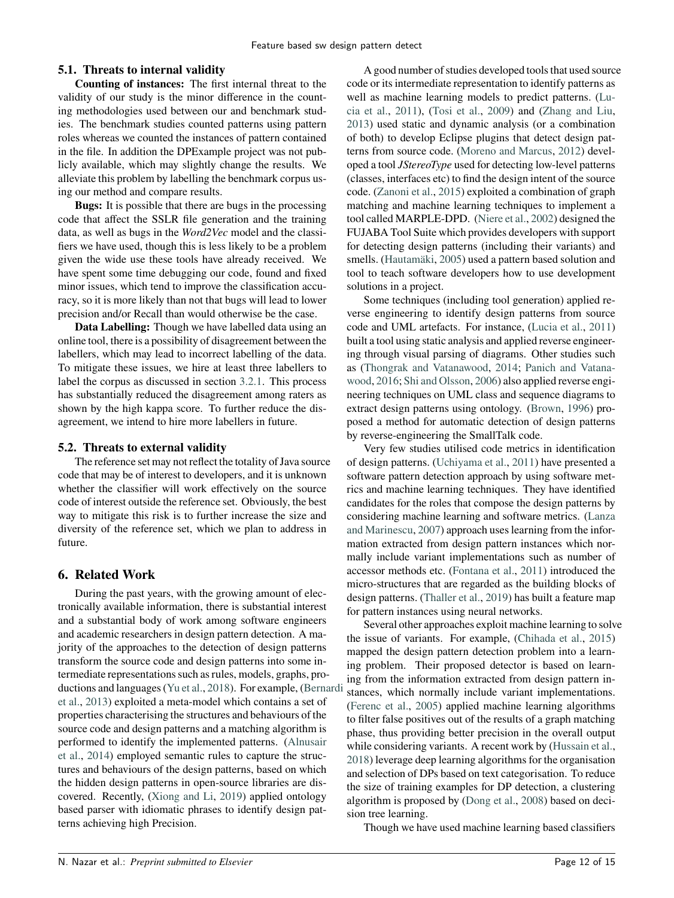### 5.1. Threats to internal validity

**Counting of instances:** The first internal threat to the validity of our study is the minor difference in the counting methodologies used between our and benchmark studies. The benchmark studies counted patterns using pattern roles whereas we counted the instances of pattern contained in the file. In addition the DPExample project was not publicly available, which may slightly change the results. We alleviate this problem by labelling the benchmark corpus using our method and compare results.

**Bugs:** It is possible that there are bugs in the processing code that affect the SSLR file generation and the training data, as well as bugs in the *Word2Vec* model and the classifiers we have used, though this is less likely to be a problem given the wide use these tools have already received. We have spent some time debugging our code, found and fixed minor issues, which tend to improve the classification accuracy, so it is more likely than not that bugs will lead to lower precision and/or Recall than would otherwise be the case.

**Data Labelling:** Though we have labelled data using an online tool, there is a possibility of disagreement between the labellers, which may lead to incorrect labelling of the data. To mitigate these issues, we hire at least three labellers to label the corpus as discussed in section 3.2.1. This process has substantially reduced the disagreement among raters as shown by the high kappa score. To further reduce the disagreement, we intend to hire more labellers in future.

### 5.2. Threats to external validity

The reference set may not reflect the totality of Java source code that may be of interest to developers, and it is unknown whether the classifier will work effectively on the source code of interest outside the reference set. Obviously, the best way to mitigate this risk is to further increase the size and diversity of the reference set, which we plan to address in future.

## 6. Related Work

During the past years, with the growing amount of electronically available information, there is substantial interest and a substantial body of work among software engineers and academic researchers in design pattern detection. A majority of the approaches to the detection of design patterns transform the source code and design patterns into some intermediate representations such as rules, models, graphs, productions and languages (Yu et al., 2018). For example, (Bernardi et al., 2013) exploited a meta-model which contains a set of properties characterising the structures and behaviours of the source code and design patterns and a matching algorithm is performed to identify the implemented patterns. (Alnusair et al., 2014) employed semantic rules to capture the structures and behaviours of the design patterns, based on which the hidden design patterns in open-source libraries are discovered. Recently, (Xiong and Li, 2019) applied ontology based parser with idiomatic phrases to identify design patterns achieving high Precision.

A good number of studies developed tools that used source code or its intermediate representation to identify patterns as well as machine learning models to predict patterns. (Lucia et al., 2011), (Tosi et al., 2009) and (Zhang and Liu, 2013) used static and dynamic analysis (or a combination of both) to develop Eclipse plugins that detect design patterns from source code. (Moreno and Marcus, 2012) developed a tool *JStereoType* used for detecting low-level patterns (classes, interfaces etc) to find the design intent of the source code. (Zanoni et al., 2015) exploited a combination of graph matching and machine learning techniques to implement a tool called MARPLE-DPD. (Niere et al., 2002) designed the FUJABA Tool Suite which provides developers with support for detecting design patterns (including their variants) and smells. (Hautamäki, 2005) used a pattern based solution and tool to teach software developers how to use development solutions in a project.

Some techniques (including tool generation) applied reverse engineering to identify design patterns from source code and UML artefacts. For instance, (Lucia et al., 2011) built a tool using static analysis and applied reverse engineering through visual parsing of diagrams. Other studies such as (Thongrak and Vatanawood, 2014; Panich and Vatanawood, 2016; Shi and Olsson, 2006) also applied reverse engineering techniques on UML class and sequence diagrams to extract design patterns using ontology. (Brown, 1996) proposed a method for automatic detection of design patterns by reverse-engineering the SmallTalk code.

Very few studies utilised code metrics in identification of design patterns. (Uchiyama et al., 2011) have presented a software pattern detection approach by using software metrics and machine learning techniques. They have identified candidates for the roles that compose the design patterns by considering machine learning and software metrics. (Lanza and Marinescu, 2007) approach uses learning from the information extracted from design pattern instances which normally include variant implementations such as number of accessor methods etc. (Fontana et al., 2011) introduced the micro-structures that are regarded as the building blocks of design patterns. (Thaller et al., 2019) has built a feature map for pattern instances using neural networks.

Several other approaches exploit machine learning to solve the issue of variants. For example, (Chihada et al., 2015) mapped the design pattern detection problem into a learning problem. Their proposed detector is based on learning from the information extracted from design pattern instances, which normally include variant implementations. (Ferenc et al., 2005) applied machine learning algorithms to filter false positives out of the results of a graph matching phase, thus providing better precision in the overall output while considering variants. A recent work by (Hussain et al., 2018) leverage deep learning algorithms for the organisation and selection of DPs based on text categorisation. To reduce the size of training examples for DP detection, a clustering algorithm is proposed by (Dong et al., 2008) based on decision tree learning.

Though we have used machine learning based classifiers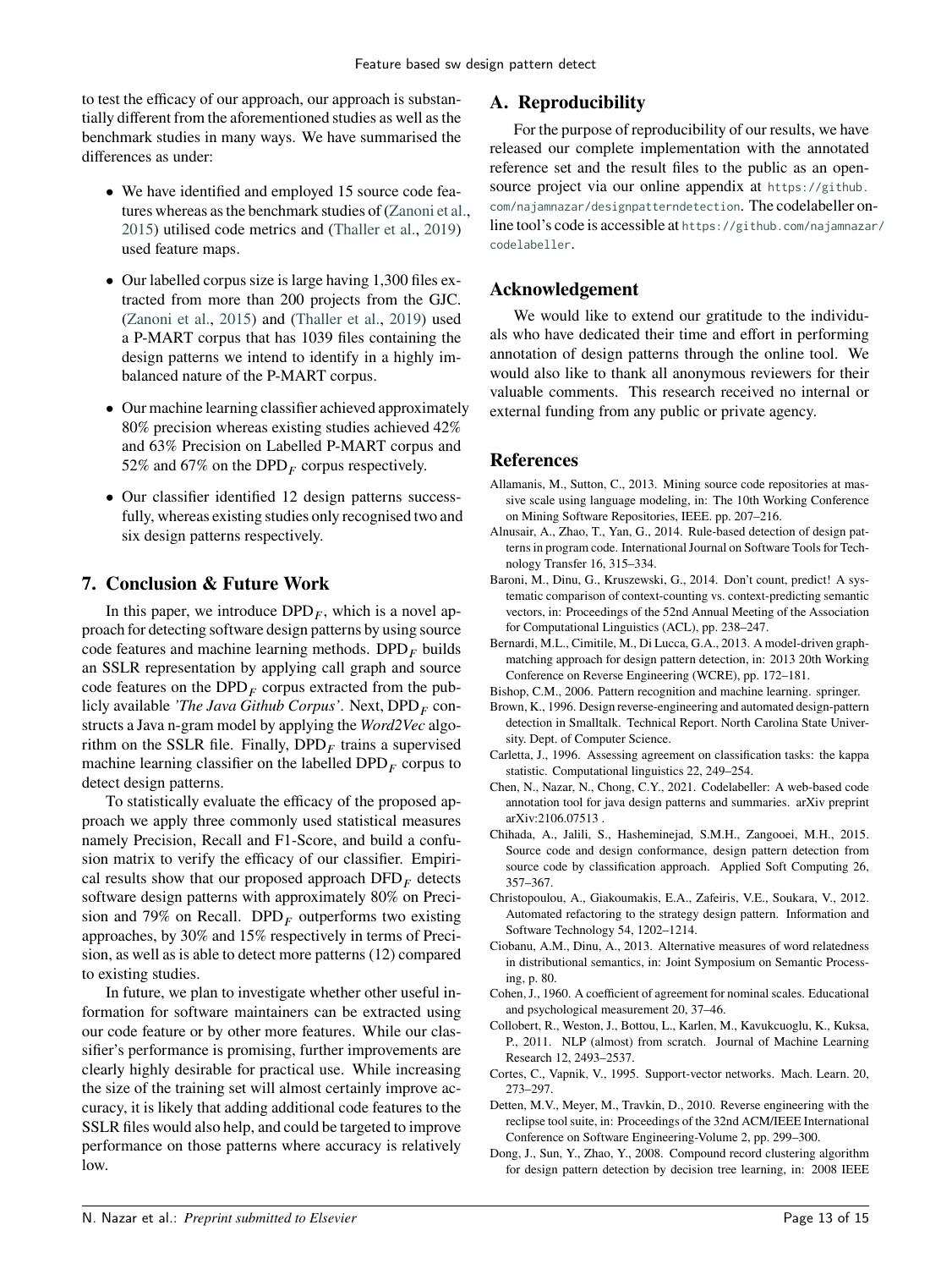to test the efficacy of our approach, our approach is substantially different from the aforementioned studies as well as the benchmark studies in many ways. We have summarised the differences as under:

- We have identified and employed 15 source code features whereas as the benchmark studies of (Zanoni et al., 2015) utilised code metrics and (Thaller et al., 2019) used feature maps.
- Our labelled corpus size is large having 1,300 files extracted from more than 200 projects from the GJC. (Zanoni et al., 2015) and (Thaller et al., 2019) used a P-MART corpus that has 1039 files containing the design patterns we intend to identify in a highly imbalanced nature of the P-MART corpus.
- Our machine learning classifier achieved approximately 80% precision whereas existing studies achieved 42% and 63% Precision on Labelled P-MART corpus and 52% and 67% on the $\text{DPD}_F$ corpus respectively.
- Our classifier identified 12 design patterns successfully, whereas existing studies only recognised two and six design patterns respectively.

## 7. Conclusion & Future Work

In this paper, we introduce $\text{DPD}_F$, which is a novel approach for detecting software design patterns by using source code features and machine learning methods. $\text{DPD}_F$ builds an SSLR representation by applying call graph and source code features on the $\text{DPD}_F$ corpus extracted from the publicly available *'The Java Github Corpus'*. Next, $\text{DPD}_F$ constructs a Java n-gram model by applying the *Word2Vec* algorithm on the SSLR file. Finally, $\text{DPD}_F$ trains a supervised machine learning classifier on the labelled $\text{DPD}_F$ corpus to detect design patterns.

To statistically evaluate the efficacy of the proposed approach we apply three commonly used statistical measures namely Precision, Recall and F1-Score, and build a confusion matrix to verify the efficacy of our classifier. Empirical results show that our proposed approach $\text{DFD}_F$ detects software design patterns with approximately 80% on Precision and 79% on Recall. $\text{DPD}_F$ outperforms two existing approaches, by 30% and 15% respectively in terms of Precision, as well as is able to detect more patterns (12) compared to existing studies.

In future, we plan to investigate whether other useful information for software maintainers can be extracted using our code feature or by other more features. While our classifier's performance is promising, further improvements are clearly highly desirable for practical use. While increasing the size of the training set will almost certainly improve accuracy, it is likely that adding additional code features to the SSLR files would also help, and could be targeted to improve performance on those patterns where accuracy is relatively low.

## A. Reproducibility

For the purpose of reproducibility of our results, we have released our complete implementation with the annotated reference set and the result files to the public as an open-source project via our online appendix at https://github.com/najamnazar/designpatterndetection. The codelabeller online tool's code is accessible at https://github.com/najamnazar/codelabeller.

## Acknowledgement

We would like to extend our gratitude to the individuals who have dedicated their time and effort in performing annotation of design patterns through the online tool. We would also like to thank all anonymous reviewers for their valuable comments. This research received no internal or external funding from any public or private agency.

## References

Allamanis, M., Sutton, C., 2013. Mining source code repositories at massive scale using language modeling, in: The 10th Working Conference on Mining Software Repositories, IEEE. pp. 207–216.

Alnusair, A., Zhao, T., Yan, G., 2014. Rule-based detection of design patterns in program code. International Journal on Software Tools for Technology Transfer 16, 315–334.

Baroni, M., Dinu, G., Kruszewski, G., 2014. Don't count, predict! A systematic comparison of context-counting vs. context-predicting semantic vectors, in: Proceedings of the 52nd Annual Meeting of the Association for Computational Linguistics (ACL), pp. 238–247.

Bernardi, M.L., Cimitile, M., Di Lucca, G.A., 2013. A model-driven graph-matching approach for design pattern detection, in: 2013 20th Working Conference on Reverse Engineering (WCRE), pp. 172–181.

Bishop, C.M., 2006. Pattern recognition and machine learning. springer.

Brown, K., 1996. Design reverse-engineering and automated design-pattern detection in Smalltalk. Technical Report. North Carolina State University. Dept. of Computer Science.

Carletta, J., 1996. Assessing agreement on classification tasks: the kappa statistic. Computational linguistics 22, 249–254.

Chen, N., Nazar, N., Chong, C.Y., 2021. Codelabeller: A web-based code annotation tool for java design patterns and summaries. arXiv preprint arXiv:2106.07513 .

Chihada, A., Jalili, S., Hasheminejad, S.M.H., Zangooei, M.H., 2015. Source code and design conformance, design pattern detection from source code by classification approach. Applied Soft Computing 26, 357–367.

Christopoulou, A., Giakoumakis, E.A., Zafeiris, V.E., Soukara, V., 2012. Automated refactoring to the strategy design pattern. Information and Software Technology 54, 1202–1214.

Ciobanu, A.M., Dinu, A., 2013. Alternative measures of word relatedness in distributional semantics, in: Joint Symposium on Semantic Processing, p. 80.

Cohen, J., 1960. A coefficient of agreement for nominal scales. Educational and psychological measurement 20, 37–46.

Collobert, R., Weston, J., Bottou, L., Karlen, M., Kavukcuoglu, K., Kuksa, P., 2011. NLP (almost) from scratch. Journal of Machine Learning Research 12, 2493–2537.

Cortes, C., Vapnik, V., 1995. Support-vector networks. Mach. Learn. 20, 273–297.

Detten, M.V., Meyer, M., Travkin, D., 2010. Reverse engineering with the reclipse tool suite, in: Proceedings of the 32nd ACM/IEEE International Conference on Software Engineering-Volume 2, pp. 299–300.

Dong, J., Sun, Y., Zhao, Y., 2008. Compound record clustering algorithm for design pattern detection by decision tree learning, in: 2008 IEEE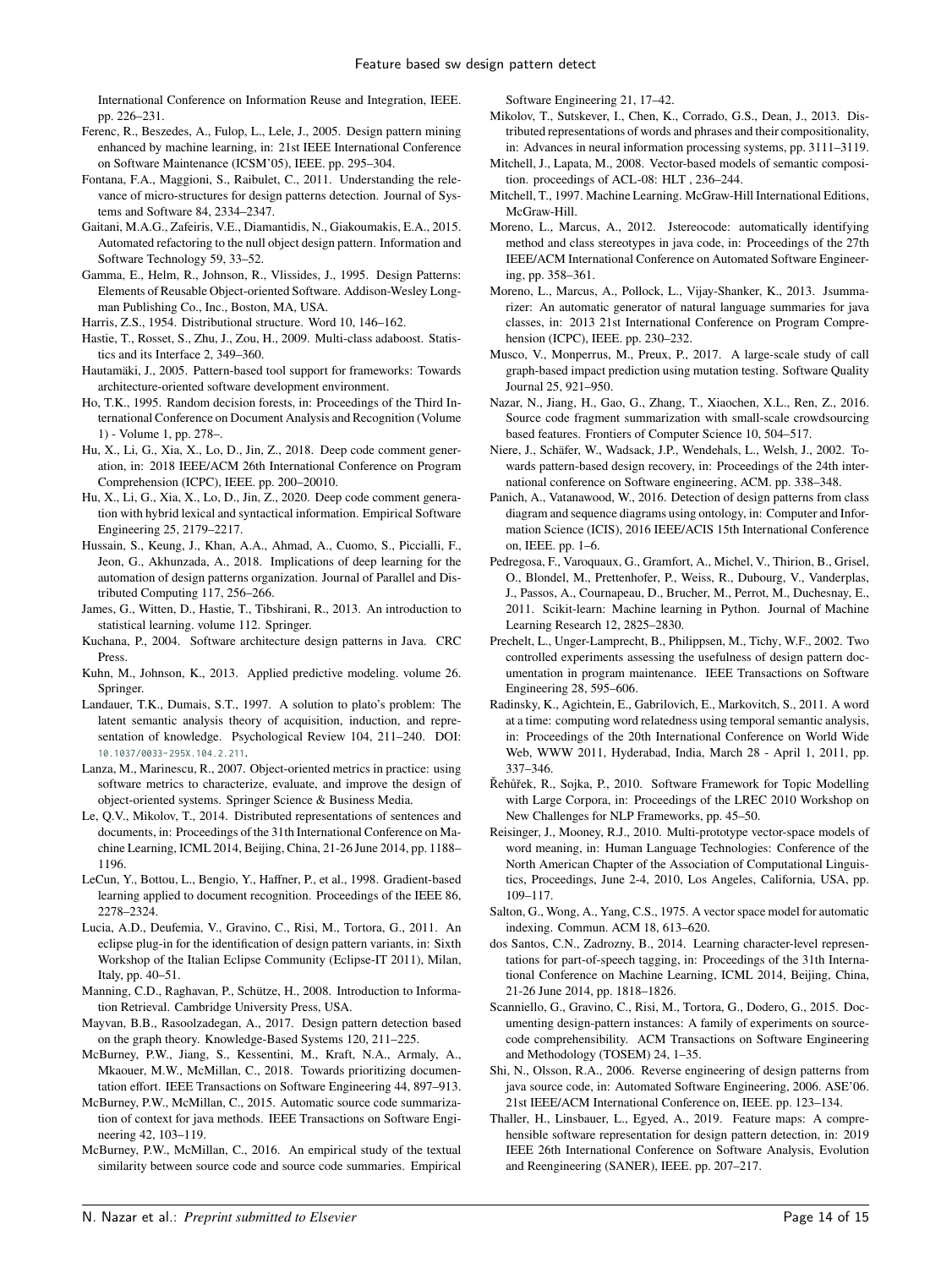International Conference on Information Reuse and Integration, IEEE. pp. 226–231.

Ferenc, R., Beszedes, A., Fulop, L., Lele, J., 2005. Design pattern mining enhanced by machine learning, in: 21st IEEE International Conference on Software Maintenance (ICSM'05), IEEE. pp. 295–304.

Fontana, F.A., Maggioni, S., Raibulet, C., 2011. Understanding the relevance of micro-structures for design patterns detection. Journal of Systems and Software 84, 2334–2347.

Gaitani, M.A.G., Zafeiris, V.E., Diamantidis, N., Giakoumakis, E.A., 2015. Automated refactoring to the null object design pattern. Information and Software Technology 59, 33–52.

Gamma, E., Helm, R., Johnson, R., Vlissides, J., 1995. Design Patterns: Elements of Reusable Object-oriented Software. Addison-Wesley Longman Publishing Co., Inc., Boston, MA, USA.

Harris, Z.S., 1954. Distributional structure. Word 10, 146–162.

Hastie, T., Rosset, S., Zhu, J., Zou, H., 2009. Multi-class adaboost. Statistics and its Interface 2, 349–360.

Hautamäki, J., 2005. Pattern-based tool support for frameworks: Towards architecture-oriented software development environment.

Ho, T.K., 1995. Random decision forests, in: Proceedings of the Third International Conference on Document Analysis and Recognition (Volume 1) - Volume 1, pp. 278–.

Hu, X., Li, G., Xia, X., Lo, D., Jin, Z., 2018. Deep code comment generation, in: 2018 IEEE/ACM 26th International Conference on Program Comprehension (ICPC), IEEE. pp. 200–20010.

Hu, X., Li, G., Xia, X., Lo, D., Jin, Z., 2020. Deep code comment generation with hybrid lexical and syntactical information. Empirical Software Engineering 25, 2179–2217.

Hussain, S., Keung, J., Khan, A.A., Ahmad, A., Cuomo, S., Piccialli, F., Jeon, G., Akhunzada, A., 2018. Implications of deep learning for the automation of design patterns organization. Journal of Parallel and Distributed Computing 117, 256–266.

James, G., Witten, D., Hastie, T., Tibshirani, R., 2013. An introduction to statistical learning. volume 112. Springer.

Kuchana, P., 2004. Software architecture design patterns in Java. CRC Press.

Kuhn, M., Johnson, K., 2013. Applied predictive modeling. volume 26. Springer.

Landauer, T.K., Dumais, S.T., 1997. A solution to plato's problem: The latent semantic analysis theory of acquisition, induction, and representation of knowledge. Psychological Review 104, 211–240. DOI: 10.1037/0033-295X.104.2.211.

Lanza, M., Marinescu, R., 2007. Object-oriented metrics in practice: using software metrics to characterize, evaluate, and improve the design of object-oriented systems. Springer Science & Business Media.

Le, Q.V., Mikolov, T., 2014. Distributed representations of sentences and documents, in: Proceedings of the 31th International Conference on Machine Learning, ICML 2014, Beijing, China, 21-26 June 2014, pp. 1188–1196.

LeCun, Y., Bottou, L., Bengio, Y., Haffner, P., et al., 1998. Gradient-based learning applied to document recognition. Proceedings of the IEEE 86, 2278–2324.

Lucia, A.D., Deufemia, V., Gravino, C., Risi, M., Tortora, G., 2011. An eclipse plug-in for the identification of design pattern variants, in: Sixth Workshop of the Italian Eclipse Community (Eclipse-IT 2011), Milan, Italy, pp. 40–51.

Manning, C.D., Raghavan, P., Schütze, H., 2008. Introduction to Information Retrieval. Cambridge University Press, USA.

Mayvan, B.B., Rasoolzadegan, A., 2017. Design pattern detection based on the graph theory. Knowledge-Based Systems 120, 211–225.

McBurney, P.W., Jiang, S., Kessentini, M., Kraft, N.A., Armaly, A., Mkaouer, M.W., McMillan, C., 2018. Towards prioritizing documentation effort. IEEE Transactions on Software Engineering 44, 897–913.

McBurney, P.W., McMillan, C., 2015. Automatic source code summarization of context for java methods. IEEE Transactions on Software Engineering 42, 103–119.

McBurney, P.W., McMillan, C., 2016. An empirical study of the textual similarity between source code and source code summaries. Empirical Software Engineering 21, 17–42.

Mikolov, T., Sutskever, I., Chen, K., Corrado, G.S., Dean, J., 2013. Distributed representations of words and phrases and their compositionality, in: Advances in neural information processing systems, pp. 3111–3119.

Mitchell, J., Lapata, M., 2008. Vector-based models of semantic composition. proceedings of ACL-08: HLT , 236–244.

Mitchell, T., 1997. Machine Learning. McGraw-Hill International Editions, McGraw-Hill.

Moreno, L., Marcus, A., 2012. Jstereocode: automatically identifying method and class stereotypes in java code, in: Proceedings of the 27th IEEE/ACM International Conference on Automated Software Engineering, pp. 358–361.

Moreno, L., Marcus, A., Pollock, L., Vijay-Shanker, K., 2013. Jsummarizer: An automatic generator of natural language summaries for java classes, in: 2013 21st International Conference on Program Comprehension (ICPC), IEEE. pp. 230–232.

Musco, V., Monperrus, M., Preux, P., 2017. A large-scale study of call graph-based impact prediction using mutation testing. Software Quality Journal 25, 921–950.

Nazar, N., Jiang, H., Gao, G., Zhang, T., Xiaochen, X.L., Ren, Z., 2016. Source code fragment summarization with small-scale crowdsourcing based features. Frontiers of Computer Science 10, 504–517.

Niere, J., Schäfer, W., Wadsack, J.P., Wendehals, L., Welsh, J., 2002. Towards pattern-based design recovery, in: Proceedings of the 24th international conference on Software engineering, ACM. pp. 338–348.

Panich, A., Vatanawood, W., 2016. Detection of design patterns from class diagram and sequence diagrams using ontology, in: Computer and Information Science (ICIS), 2016 IEEE/ACIS 15th International Conference on, IEEE. pp. 1–6.

Pedregosa, F., Varoquaux, G., Gramfort, A., Michel, V., Thirion, B., Grisel, O., Blondel, M., Prettenhofer, P., Weiss, R., Dubourg, V., Vanderplas, J., Passos, A., Cournapeau, D., Brucher, M., Perrot, M., Duchesnay, E., 2011. Scikit-learn: Machine learning in Python. Journal of Machine Learning Research 12, 2825–2830.

Prechelt, L., Unger-Lamprecht, B., Philippsen, M., Tichy, W.F., 2002. Two controlled experiments assessing the usefulness of design pattern documentation in program maintenance. IEEE Transactions on Software Engineering 28, 595–606.

Radinsky, K., Agichtein, E., Gabrilovich, E., Markovitch, S., 2011. A word at a time: computing word relatedness using temporal semantic analysis, in: Proceedings of the 20th International Conference on World Wide Web, WWW 2011, Hyderabad, India, March 28 - April 1, 2011, pp. 337–346.

Řehůřek, R., Sojka, P., 2010. Software Framework for Topic Modelling with Large Corpora, in: Proceedings of the LREC 2010 Workshop on New Challenges for NLP Frameworks, pp. 45–50.

Reisinger, J., Mooney, R.J., 2010. Multi-prototype vector-space models of word meaning, in: Human Language Technologies: Conference of the North American Chapter of the Association of Computational Linguistics, Proceedings, June 2-4, 2010, Los Angeles, California, USA, pp. 109–117.

Salton, G., Wong, A., Yang, C.S., 1975. A vector space model for automatic indexing. Commun. ACM 18, 613–620.

dos Santos, C.N., Zadrozny, B., 2014. Learning character-level representations for part-of-speech tagging, in: Proceedings of the 31th International Conference on Machine Learning, ICML 2014, Beijing, China, 21-26 June 2014, pp. 1818–1826.

Scanniello, G., Gravino, C., Risi, M., Tortora, G., Dodero, G., 2015. Documenting design-pattern instances: A family of experiments on source-code comprehensibility. ACM Transactions on Software Engineering and Methodology (TOSEM) 24, 1–35.

Shi, N., Olsson, R.A., 2006. Reverse engineering of design patterns from java source code, in: Automated Software Engineering, 2006. ASE'06. 21st IEEE/ACM International Conference on, IEEE. pp. 123–134.

Thaller, H., Linsbauer, L., Egyed, A., 2019. Feature maps: A comprehensible software representation for design pattern detection, in: 2019 IEEE 26th International Conference on Software Analysis, Evolution and Reengineering (SANER), IEEE. pp. 207–217.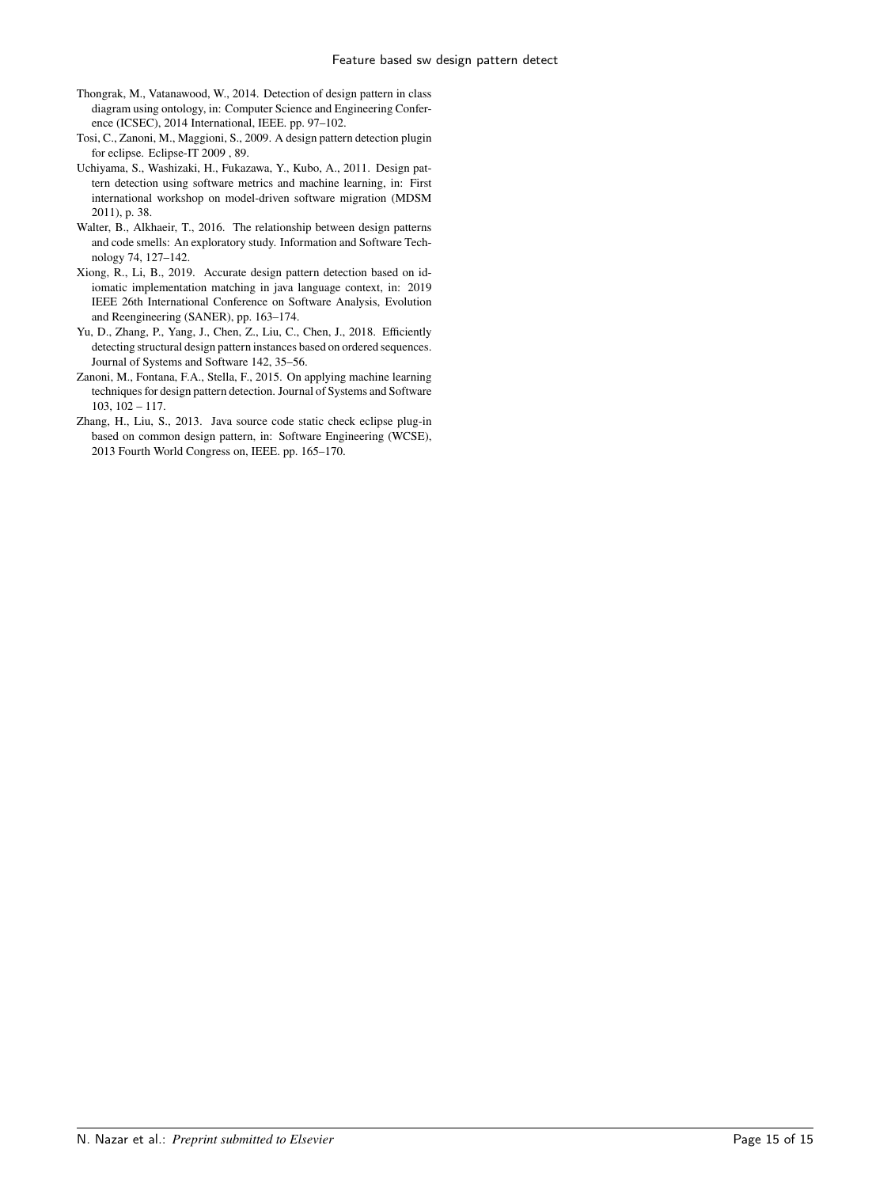Thongrak, M., Vatanawood, W., 2014. Detection of design pattern in class diagram using ontology, in: Computer Science and Engineering Conference (ICSEC), 2014 International, IEEE. pp. 97–102.

Tosi, C., Zanoni, M., Maggioni, S., 2009. A design pattern detection plugin for eclipse. Eclipse-IT 2009 , 89.

Uchiyama, S., Washizaki, H., Fukazawa, Y., Kubo, A., 2011. Design pattern detection using software metrics and machine learning, in: First international workshop on model-driven software migration (MDSM 2011), p. 38.

Walter, B., Alkhaeir, T., 2016. The relationship between design patterns and code smells: An exploratory study. Information and Software Technology 74, 127–142.

Xiong, R., Li, B., 2019. Accurate design pattern detection based on idiomatic implementation matching in java language context, in: 2019 IEEE 26th International Conference on Software Analysis, Evolution and Reengineering (SANER), pp. 163–174.

Yu, D., Zhang, P., Yang, J., Chen, Z., Liu, C., Chen, J., 2018. Efficiently detecting structural design pattern instances based on ordered sequences. Journal of Systems and Software 142, 35–56.

Zanoni, M., Fontana, F.A., Stella, F., 2015. On applying machine learning techniques for design pattern detection. Journal of Systems and Software 103, 102 – 117.

Zhang, H., Liu, S., 2013. Java source code static check eclipse plug-in based on common design pattern, in: Software Engineering (WCSE), 2013 Fourth World Congress on, IEEE. pp. 165–170.